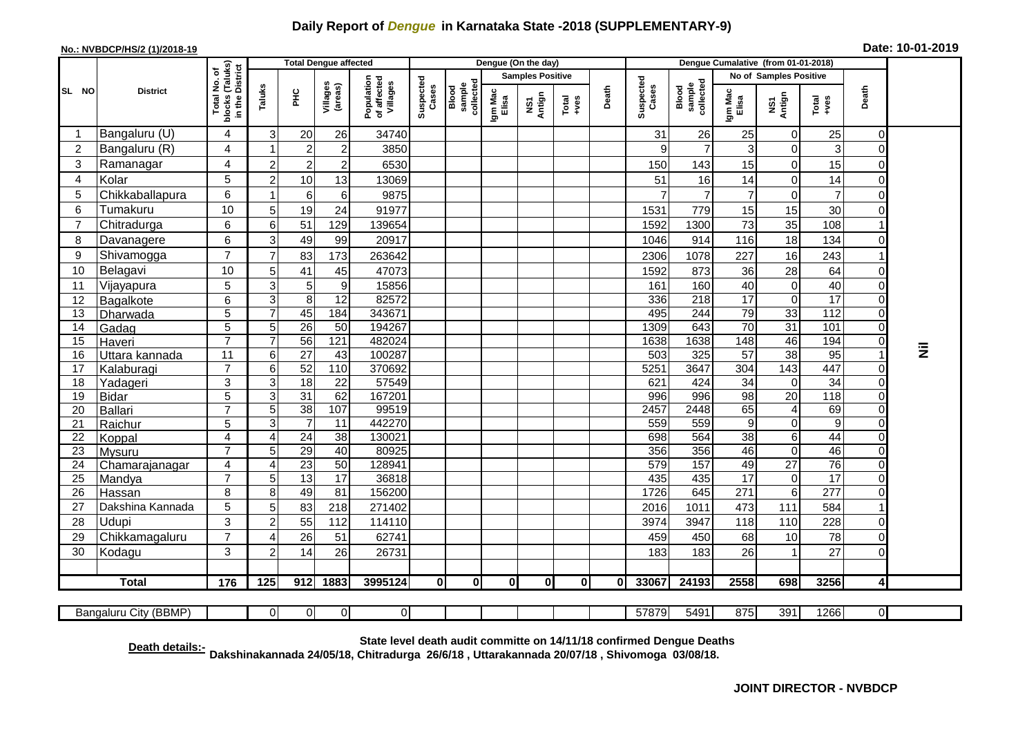# Daily Report of *Dengue* in Karnataka State -2018 (SUPPLEMENTARY-9)

**No.: NVBDCP/HS/2 (1)/2018-19**

**Date: 10-01-2019**

| SL NO | District | Total No. of blocks (Taluks) in the District | Total Dengue affected | | | | Dengue (On the day) | | | | | | | Dengue Cumalative (from 01-01-2018) | | | | | | | |
|---|---|---|---|---|---|---|---|---|---|---|---|---|---|---|---|---|---|---|---|---|
| | | | Taluks | PHC | Villages (areas) | Population of affected Villages | Suspected Cases | Blood sample collected | Samples Positive | | | Death | Suspected Cases | Blood sample collected | No of Samples Positive | | | Death | |
| | | | | | | | | | Igm Mac Elisa | NS1 Antign | Total +ves | | | | Igm Mac Elisa | NS1 Antign | Total +ves | | |
| 1 | Bangaluru (U) | 4 | 3 | 20 | 26 | 34740 | | | | | | | 31 | 26 | 25 | 0 | 25 | 0 | Nil |
| 2 | Bangaluru (R) | 4 | 1 | 2 | 2 | 3850 | | | | | | | 9 | 7 | 3 | 0 | 3 | 0 | |
| 3 | Ramanagar | 4 | 2 | 2 | 2 | 6530 | | | | | | | 150 | 143 | 15 | 0 | 15 | 0 | |
| 4 | Kolar | 5 | 2 | 10 | 13 | 13069 | | | | | | | 51 | 16 | 14 | 0 | 14 | 0 | |
| 5 | Chikkaballapura | 6 | 1 | 6 | 6 | 9875 | | | | | | | 7 | 7 | 7 | 0 | 7 | 0 | |
| 6 | Tumakuru | 10 | 5 | 19 | 24 | 91977 | | | | | | | 1531 | 779 | 15 | 15 | 30 | 0 | |
| 7 | Chitradurga | 6 | 6 | 51 | 129 | 139654 | | | | | | | 1592 | 1300 | 73 | 35 | 108 | 1 | |
| 8 | Davanagere | 6 | 3 | 49 | 99 | 20917 | | | | | | | 1046 | 914 | 116 | 18 | 134 | 0 | |
| 9 | Shivamogga | 7 | 7 | 83 | 173 | 263642 | | | | | | | 2306 | 1078 | 227 | 16 | 243 | 1 | |
| 10 | Belagavi | 10 | 5 | 41 | 45 | 47073 | | | | | | | 1592 | 873 | 36 | 28 | 64 | 0 | |
| 11 | Vijayapura | 5 | 3 | 5 | 9 | 15856 | | | | | | | 161 | 160 | 40 | 0 | 40 | 0 | |
| 12 | Bagalkote | 6 | 3 | 8 | 12 | 82572 | | | | | | | 336 | 218 | 17 | 0 | 17 | 0 | |
| 13 | Dharwada | 5 | 7 | 45 | 184 | 343671 | | | | | | | 495 | 244 | 79 | 33 | 112 | 0 | |
| 14 | Gadag | 5 | 5 | 26 | 50 | 194267 | | | | | | | 1309 | 643 | 70 | 31 | 101 | 0 | |
| 15 | Haveri | 7 | 7 | 56 | 121 | 482024 | | | | | | | 1638 | 1638 | 148 | 46 | 194 | 0 | |
| 16 | Uttara kannada | 11 | 6 | 27 | 43 | 100287 | | | | | | | 503 | 325 | 57 | 38 | 95 | 1 | |
| 17 | Kalaburagi | 7 | 6 | 52 | 110 | 370692 | | | | | | | 5251 | 3647 | 304 | 143 | 447 | 0 | |
| 18 | Yadageri | 3 | 3 | 18 | 22 | 57549 | | | | | | | 621 | 424 | 34 | 0 | 34 | 0 | |
| 19 | Bidar | 5 | 3 | 31 | 62 | 167201 | | | | | | | 996 | 996 | 98 | 20 | 118 | 0 | |
| 20 | Ballari | 7 | 5 | 38 | 107 | 99519 | | | | | | | 2457 | 2448 | 65 | 4 | 69 | 0 | |
| 21 | Raichur | 5 | 3 | 7 | 11 | 442270 | | | | | | | 559 | 559 | 9 | 0 | 9 | 0 | |
| 22 | Koppal | 4 | 4 | 24 | 38 | 130021 | | | | | | | 698 | 564 | 38 | 6 | 44 | 0 | |
| 23 | Mysuru | 7 | 5 | 29 | 40 | 80925 | | | | | | | 356 | 356 | 46 | 0 | 46 | 0 | |
| 24 | Chamarajanagar | 4 | 4 | 23 | 50 | 128941 | | | | | | | 579 | 157 | 49 | 27 | 76 | 0 | |
| 25 | Mandya | 7 | 5 | 13 | 17 | 36818 | | | | | | | 435 | 435 | 17 | 0 | 17 | 0 | |
| 26 | Hassan | 8 | 8 | 49 | 81 | 156200 | | | | | | | 1726 | 645 | 271 | 6 | 277 | 0 | |
| 27 | Dakshina Kannada | 5 | 5 | 83 | 218 | 271402 | | | | | | | 2016 | 1011 | 473 | 111 | 584 | 1 | |
| 28 | Udupi | 3 | 2 | 55 | 112 | 114110 | | | | | | | 3974 | 3947 | 118 | 110 | 228 | 0 | |
| 29 | Chikkamagaluru | 7 | 4 | 26 | 51 | 62741 | | | | | | | 459 | 450 | 68 | 10 | 78 | 0 | |
| 30 | Kodagu | 3 | 2 | 14 | 26 | 26731 | | | | | | | 183 | 183 | 26 | 1 | 27 | 0 | |
| **Total** | | **176** | **125** | **912** | **1883** | **3995124** | **0** | **0** | **0** | **0** | **0** | **0** | **33067** | **24193** | **2558** | **698** | **3256** | **4** | |
| Bangaluru City (BBMP) | | | 0 | 0 | 0 | 0 | | | | | | | 57879 | 5491 | 875 | 391 | 1266 | 0 | |

**Death details:-** State level death audit committe on 14/11/18 confirmed Dengue Deaths Dakshinakannada 24/05/18, Chitradurga 26/6/18 , Uttarakannada 20/07/18 , Shivomoga 03/08/18.

**JOINT DIRECTOR - NVBDCP**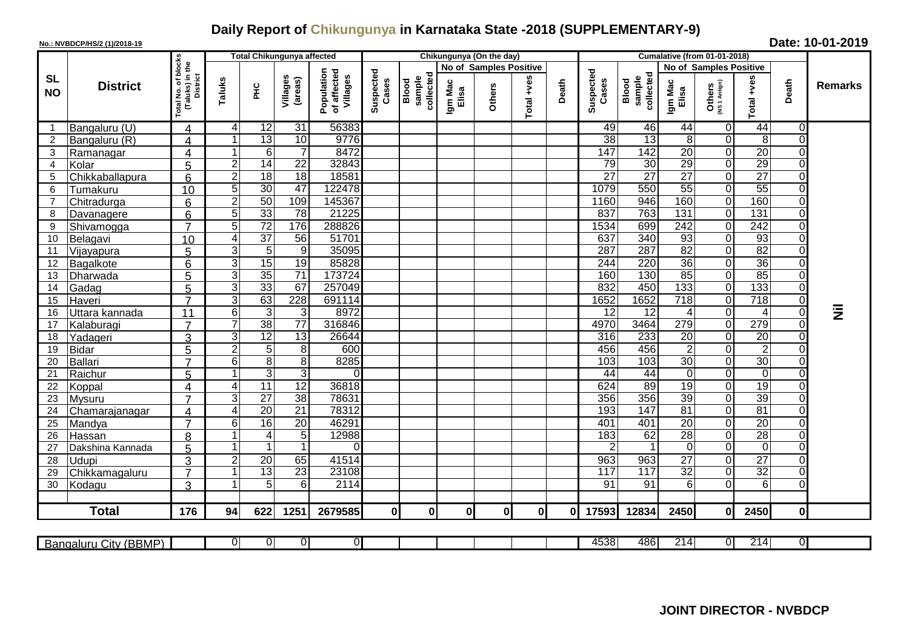# Daily Report of Chikungunya in Karnataka State -2018 (SUPPLEMENTARY-9)

**No.: NVBDCP/HS/2 (1)/2018-19**

**Date: 10-01-2019**

| SL NO | District | Total No. of blocks (Taluks) in the District | Total Chikungunya affected | | | | Chikungunya (On the day) | | | | | | | Cumalative (from 01-01-2018) | | | | | | | Remarks |
|---|---|---|---|---|---|---|---|---|---|---|---|---|---|---|---|---|---|---|---|---|---|
| | | | | | | | | | No of Samples Positive | | | | | | | No of Samples Positive | | | | | |
| | | | Taluks | PHC | Villages (areas) | Population of affected Villages | Suspected Cases | Blood sample collected | Igm Mac Elisa | Others | Total +ves | Death | Suspected Cases | Blood sample collected | Igm Mac Elisa | Others (NS1 Antign) | Total +ves | Death | |
| 1 | Bangaluru (U) | 4 | 4 | 12 | 31 | 56383 | | | | | | | 49 | 46 | 44 | 0 | 44 | 0 | Nil |
| 2 | Bangaluru (R) | 4 | 1 | 13 | 10 | 9776 | | | | | | | 38 | 13 | 8 | 0 | 8 | 0 | |
| 3 | Ramanagar | 4 | 1 | 6 | 7 | 8472 | | | | | | | 147 | 142 | 20 | 0 | 20 | 0 | |
| 4 | Kolar | 5 | 2 | 14 | 22 | 32843 | | | | | | | 79 | 30 | 29 | 0 | 29 | 0 | |
| 5 | Chikkaballapura | 6 | 2 | 18 | 18 | 18581 | | | | | | | 27 | 27 | 27 | 0 | 27 | 0 | |
| 6 | Tumakuru | 10 | 5 | 30 | 47 | 122478 | | | | | | | 1079 | 550 | 55 | 0 | 55 | 0 | |
| 7 | Chitradurga | 6 | 2 | 50 | 109 | 145367 | | | | | | | 1160 | 946 | 160 | 0 | 160 | 0 | |
| 8 | Davanagere | 6 | 5 | 33 | 78 | 21225 | | | | | | | 837 | 763 | 131 | 0 | 131 | 0 | |
| 9 | Shivamogga | 7 | 5 | 72 | 176 | 288826 | | | | | | | 1534 | 699 | 242 | 0 | 242 | 0 | |
| 10 | Belagavi | 10 | 4 | 37 | 56 | 51701 | | | | | | | 637 | 340 | 93 | 0 | 93 | 0 | |
| 11 | Vijayapura | 5 | 3 | 5 | 9 | 35095 | | | | | | | 287 | 287 | 82 | 0 | 82 | 0 | |
| 12 | Bagalkote | 6 | 3 | 15 | 19 | 85828 | | | | | | | 244 | 220 | 36 | 0 | 36 | 0 | |
| 13 | Dharwada | 5 | 3 | 35 | 71 | 173724 | | | | | | | 160 | 130 | 85 | 0 | 85 | 0 | |
| 14 | Gadag | 5 | 3 | 33 | 67 | 257049 | | | | | | | 832 | 450 | 133 | 0 | 133 | 0 | |
| 15 | Haveri | 7 | 3 | 63 | 228 | 691114 | | | | | | | 1652 | 1652 | 718 | 0 | 718 | 0 | |
| 16 | Uttara kannada | 11 | 6 | 3 | 3 | 8972 | | | | | | | 12 | 12 | 4 | 0 | 4 | 0 | |
| 17 | Kalaburagi | 7 | 7 | 38 | 77 | 316846 | | | | | | | 4970 | 3464 | 279 | 0 | 279 | 0 | |
| 18 | Yadageri | 3 | 3 | 12 | 13 | 26644 | | | | | | | 316 | 233 | 20 | 0 | 20 | 0 | |
| 19 | Bidar | 5 | 2 | 5 | 8 | 600 | | | | | | | 456 | 456 | 2 | 0 | 2 | 0 | |
| 20 | Ballari | 7 | 6 | 8 | 8 | 8285 | | | | | | | 103 | 103 | 30 | 0 | 30 | 0 | |
| 21 | Raichur | 5 | 1 | 3 | 3 | 0 | | | | | | | 44 | 44 | 0 | 0 | 0 | 0 | |
| 22 | Koppal | 4 | 4 | 11 | 12 | 36818 | | | | | | | 624 | 89 | 19 | 0 | 19 | 0 | |
| 23 | Mysuru | 7 | 3 | 27 | 38 | 78631 | | | | | | | 356 | 356 | 39 | 0 | 39 | 0 | |
| 24 | Chamarajanagar | 4 | 4 | 20 | 21 | 78312 | | | | | | | 193 | 147 | 81 | 0 | 81 | 0 | |
| 25 | Mandya | 7 | 6 | 16 | 20 | 46291 | | | | | | | 401 | 401 | 20 | 0 | 20 | 0 | |
| 26 | Hassan | 8 | 1 | 4 | 5 | 12988 | | | | | | | 183 | 62 | 28 | 0 | 28 | 0 | |
| 27 | Dakshina Kannada | 5 | 1 | 1 | 1 | 0 | | | | | | | 2 | 1 | 0 | 0 | 0 | 0 | |
| 28 | Udupi | 3 | 2 | 20 | 65 | 41514 | | | | | | | 963 | 963 | 27 | 0 | 27 | 0 | |
| 29 | Chikkamagaluru | 7 | 1 | 13 | 23 | 23108 | | | | | | | 117 | 117 | 32 | 0 | 32 | 0 | |
| 30 | Kodagu | 3 | 1 | 5 | 6 | 2114 | | | | | | | 91 | 91 | 6 | 0 | 6 | 0 | |
| **Total** | | **176** | **94** | **622** | **1251** | **2679585** | **0** | **0** | **0** | **0** | **0** | **0** | **17593** | **12834** | **2450** | **0** | **2450** | **0** | |

| Bangaluru City (BBMP) | | 0 | 0 | 0 | 0 | | | | | | | 4538 | 486 | 214 | 0 | 214 | 0 | |
|---|---|---|---|---|---|---|---|---|---|---|---|---|---|---|---|---|---|---|

**JOINT DIRECTOR - NVBDCP**